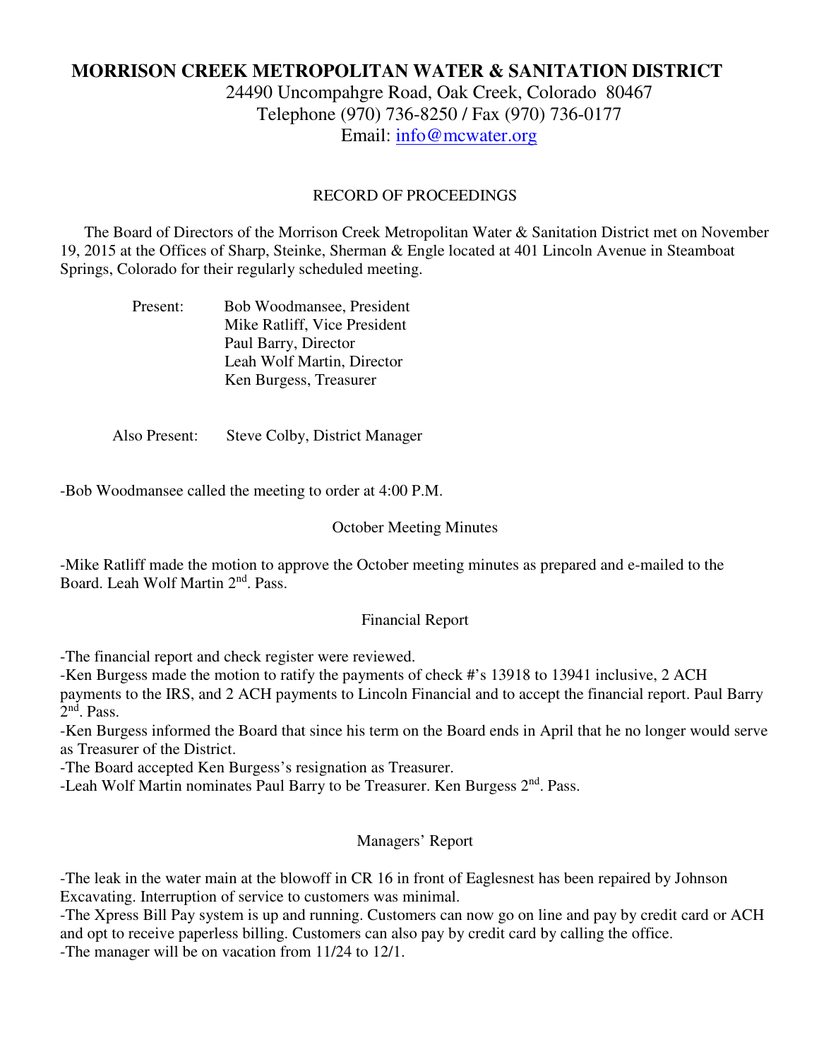# MORRISON CREEK METROPOLITAN WATER & SANITATION DISTRICT

24490 Uncompahgre Road, Oak Creek, Colorado 80467
Telephone (970) 736-8250 / Fax (970) 736-0177
Email: info@mcwater.org

RECORD OF PROCEEDINGS

The Board of Directors of the Morrison Creek Metropolitan Water & Sanitation District met on November 19, 2015 at the Offices of Sharp, Steinke, Sherman & Engle located at 401 Lincoln Avenue in Steamboat Springs, Colorado for their regularly scheduled meeting.

Present: Bob Woodmansee, President
Mike Ratliff, Vice President
Paul Barry, Director
Leah Wolf Martin, Director
Ken Burgess, Treasurer

Also Present: Steve Colby, District Manager

-Bob Woodmansee called the meeting to order at 4:00 P.M.

October Meeting Minutes

-Mike Ratliff made the motion to approve the October meeting minutes as prepared and e-mailed to the Board. Leah Wolf Martin 2nd. Pass.

Financial Report

-The financial report and check register were reviewed.
-Ken Burgess made the motion to ratify the payments of check #'s 13918 to 13941 inclusive, 2 ACH payments to the IRS, and 2 ACH payments to Lincoln Financial and to accept the financial report. Paul Barry 2nd. Pass.
-Ken Burgess informed the Board that since his term on the Board ends in April that he no longer would serve as Treasurer of the District.
-The Board accepted Ken Burgess's resignation as Treasurer.
-Leah Wolf Martin nominates Paul Barry to be Treasurer. Ken Burgess 2nd. Pass.

Managers' Report

-The leak in the water main at the blowoff in CR 16 in front of Eaglesnest has been repaired by Johnson Excavating. Interruption of service to customers was minimal.
-The Xpress Bill Pay system is up and running. Customers can now go on line and pay by credit card or ACH and opt to receive paperless billing. Customers can also pay by credit card by calling the office.
-The manager will be on vacation from 11/24 to 12/1.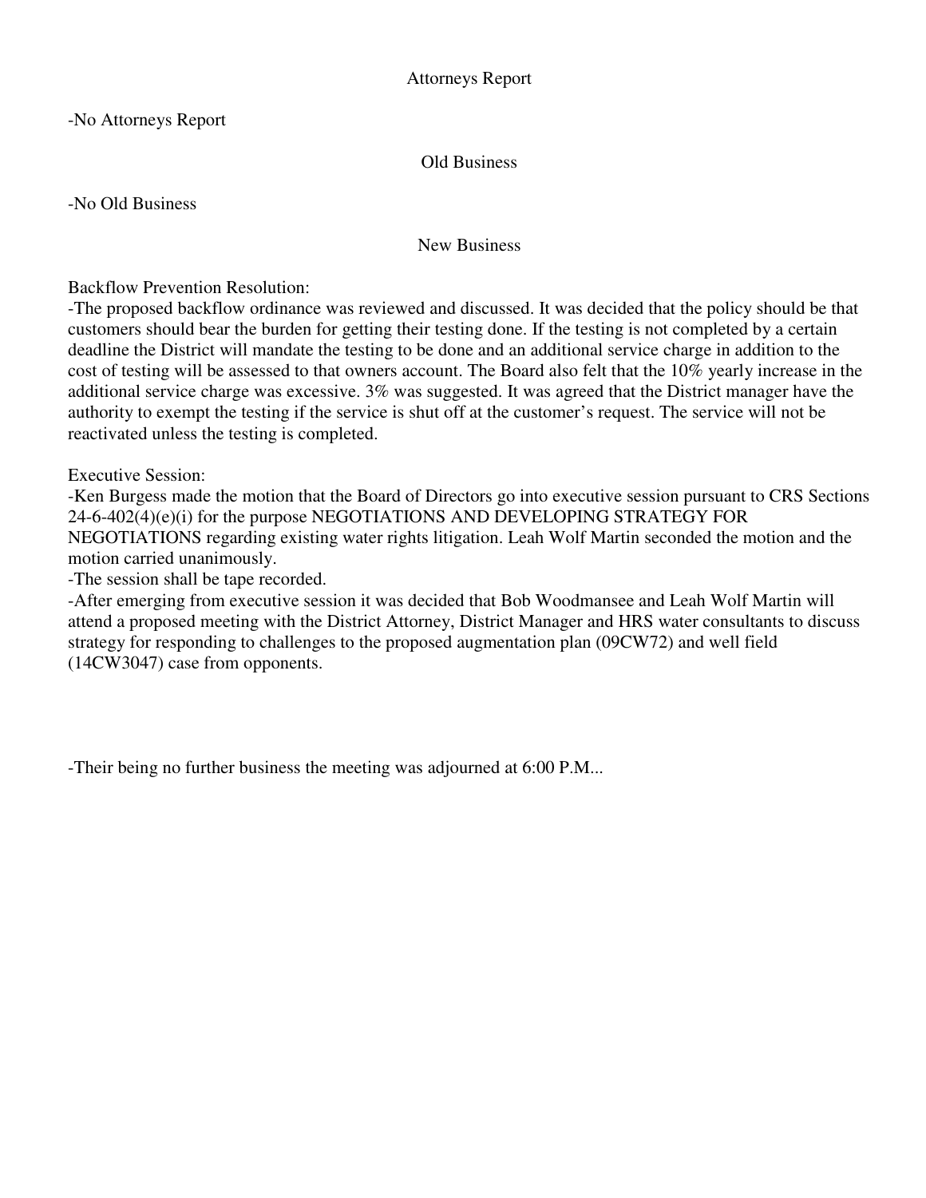## Attorneys Report

-No Attorneys Report

## Old Business

-No Old Business

## New Business

Backflow Prevention Resolution:

-The proposed backflow ordinance was reviewed and discussed. It was decided that the policy should be that customers should bear the burden for getting their testing done. If the testing is not completed by a certain deadline the District will mandate the testing to be done and an additional service charge in addition to the cost of testing will be assessed to that owners account. The Board also felt that the 10% yearly increase in the additional service charge was excessive. 3% was suggested. It was agreed that the District manager have the authority to exempt the testing if the service is shut off at the customer's request. The service will not be reactivated unless the testing is completed.

Executive Session:

-Ken Burgess made the motion that the Board of Directors go into executive session pursuant to CRS Sections 24-6-402(4)(e)(i) for the purpose NEGOTIATIONS AND DEVELOPING STRATEGY FOR NEGOTIATIONS regarding existing water rights litigation. Leah Wolf Martin seconded the motion and the motion carried unanimously.

-The session shall be tape recorded.

-After emerging from executive session it was decided that Bob Woodmansee and Leah Wolf Martin will attend a proposed meeting with the District Attorney, District Manager and HRS water consultants to discuss strategy for responding to challenges to the proposed augmentation plan (09CW72) and well field (14CW3047) case from opponents.

-Their being no further business the meeting was adjourned at 6:00 P.M...